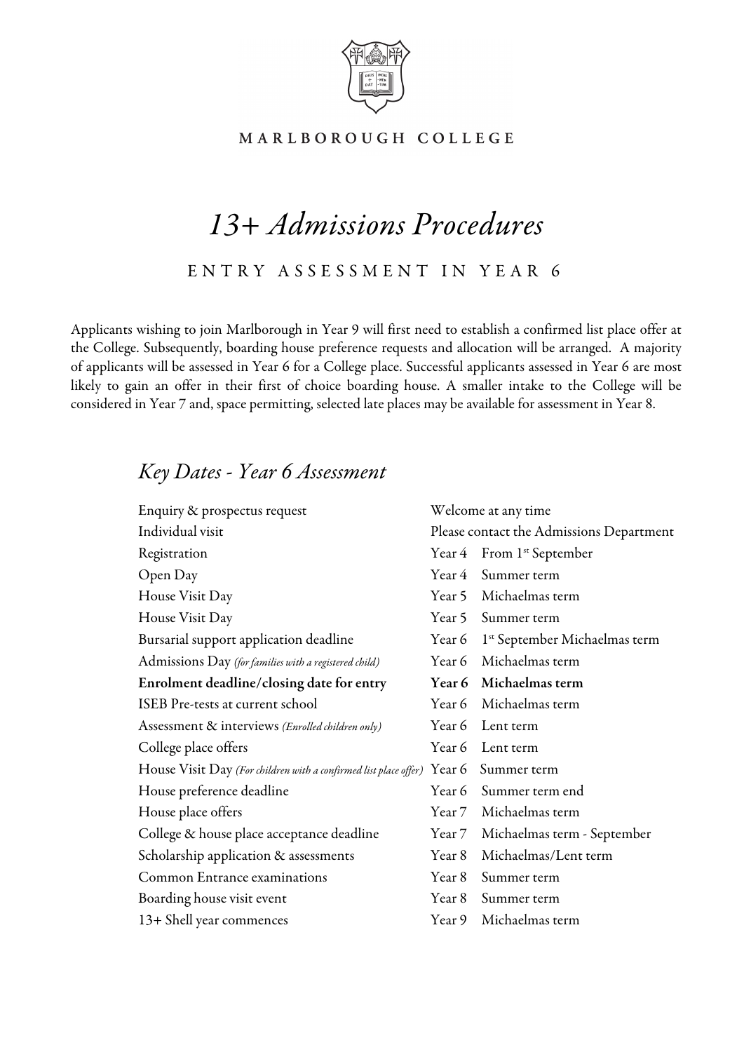MARLBOROUGH COLLEGE

# *13+ Admissions Procedures*

## ENTRY ASSESSMENT IN YEAR 6

Applicants wishing to join Marlborough in Year 9 will first need to establish a confirmed list place offer at the College. Subsequently, boarding house preference requests and allocation will be arranged. A majority of applicants will be assessed in Year 6 for a College place. Successful applicants assessed in Year 6 are most likely to gain an offer in their first of choice boarding house. A smaller intake to the College will be considered in Year 7 and, space permitting, selected late places may be available for assessment in Year 8.

## *Key Dates - Year 6 Assessment*

| | | |
|---|---|---|
| Enquiry & prospectus request | Welcome at any time | |
| Individual visit | Please contact the Admissions Department | |
| Registration | Year 4 | From 1st September |
| Open Day | Year 4 | Summer term |
| House Visit Day | Year 5 | Michaelmas term |
| House Visit Day | Year 5 | Summer term |
| Bursarial support application deadline | Year 6 | 1st September Michaelmas term |
| Admissions Day *(for families with a registered child)* | Year 6 | Michaelmas term |
| **Enrolment deadline/closing date for entry** | **Year 6** | **Michaelmas term** |
| ISEB Pre-tests at current school | Year 6 | Michaelmas term |
| Assessment & interviews *(Enrolled children only)* | Year 6 | Lent term |
| College place offers | Year 6 | Lent term |
| House Visit Day *(For children with a confirmed list place offer)* | Year 6 | Summer term |
| House preference deadline | Year 6 | Summer term end |
| House place offers | Year 7 | Michaelmas term |
| College & house place acceptance deadline | Year 7 | Michaelmas term - September |
| Scholarship application & assessments | Year 8 | Michaelmas/Lent term |
| Common Entrance examinations | Year 8 | Summer term |
| Boarding house visit event | Year 8 | Summer term |
| 13+ Shell year commences | Year 9 | Michaelmas term |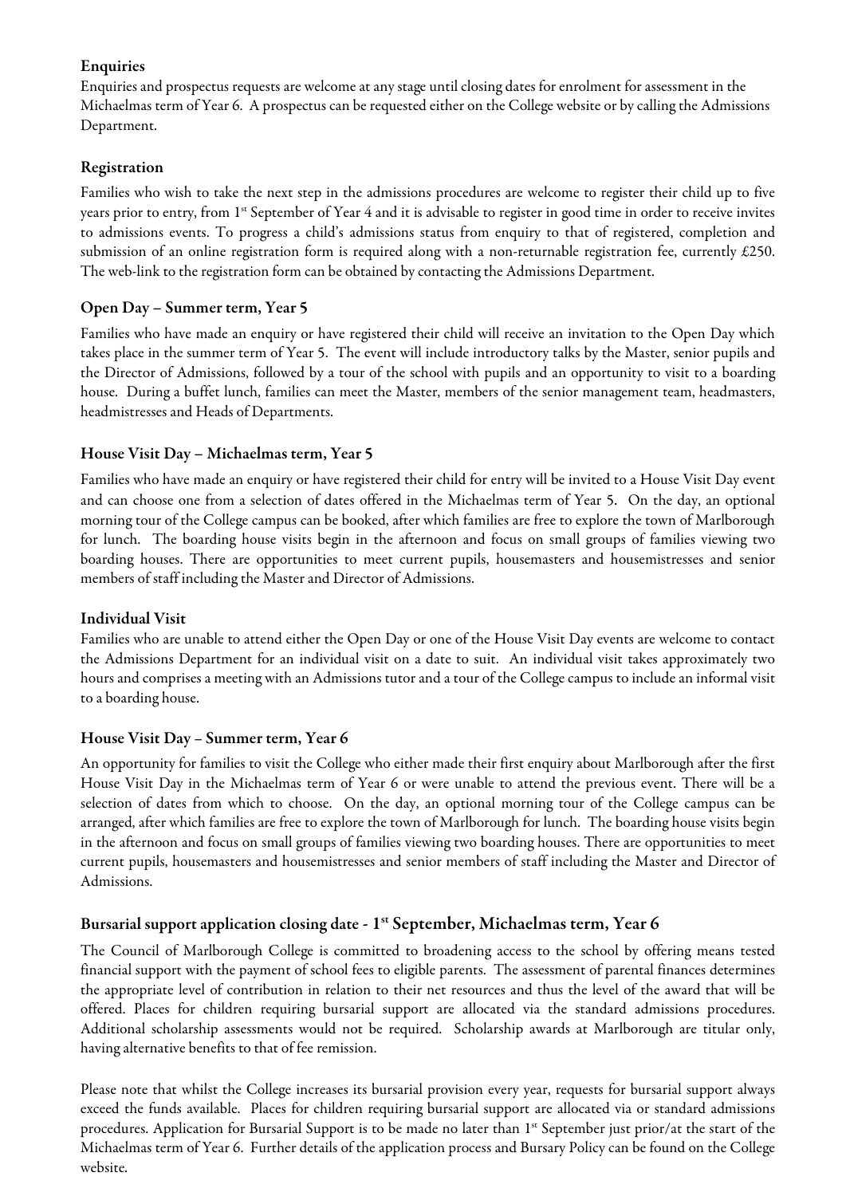### Enquiries

Enquiries and prospectus requests are welcome at any stage until closing dates for enrolment for assessment in the Michaelmas term of Year 6. A prospectus can be requested either on the College website or by calling the Admissions Department.

### Registration

Families who wish to take the next step in the admissions procedures are welcome to register their child up to five years prior to entry, from 1st September of Year 4 and it is advisable to register in good time in order to receive invites to admissions events. To progress a child's admissions status from enquiry to that of registered, completion and submission of an online registration form is required along with a non-returnable registration fee, currently £250. The web-link to the registration form can be obtained by contacting the Admissions Department.

### Open Day – Summer term, Year 5

Families who have made an enquiry or have registered their child will receive an invitation to the Open Day which takes place in the summer term of Year 5. The event will include introductory talks by the Master, senior pupils and the Director of Admissions, followed by a tour of the school with pupils and an opportunity to visit to a boarding house. During a buffet lunch, families can meet the Master, members of the senior management team, headmasters, headmistresses and Heads of Departments.

### House Visit Day – Michaelmas term, Year 5

Families who have made an enquiry or have registered their child for entry will be invited to a House Visit Day event and can choose one from a selection of dates offered in the Michaelmas term of Year 5. On the day, an optional morning tour of the College campus can be booked, after which families are free to explore the town of Marlborough for lunch. The boarding house visits begin in the afternoon and focus on small groups of families viewing two boarding houses. There are opportunities to meet current pupils, housemasters and housemistresses and senior members of staff including the Master and Director of Admissions.

### Individual Visit

Families who are unable to attend either the Open Day or one of the House Visit Day events are welcome to contact the Admissions Department for an individual visit on a date to suit. An individual visit takes approximately two hours and comprises a meeting with an Admissions tutor and a tour of the College campus to include an informal visit to a boarding house.

### House Visit Day – Summer term, Year 6

An opportunity for families to visit the College who either made their first enquiry about Marlborough after the first House Visit Day in the Michaelmas term of Year 6 or were unable to attend the previous event. There will be a selection of dates from which to choose. On the day, an optional morning tour of the College campus can be arranged, after which families are free to explore the town of Marlborough for lunch. The boarding house visits begin in the afternoon and focus on small groups of families viewing two boarding houses. There are opportunities to meet current pupils, housemasters and housemistresses and senior members of staff including the Master and Director of Admissions.

### Bursarial support application closing date - 1st September, Michaelmas term, Year 6

The Council of Marlborough College is committed to broadening access to the school by offering means tested financial support with the payment of school fees to eligible parents. The assessment of parental finances determines the appropriate level of contribution in relation to their net resources and thus the level of the award that will be offered. Places for children requiring bursarial support are allocated via the standard admissions procedures. Additional scholarship assessments would not be required. Scholarship awards at Marlborough are titular only, having alternative benefits to that of fee remission.

Please note that whilst the College increases its bursarial provision every year, requests for bursarial support always exceed the funds available. Places for children requiring bursarial support are allocated via or standard admissions procedures. Application for Bursarial Support is to be made no later than 1st September just prior/at the start of the Michaelmas term of Year 6. Further details of the application process and Bursary Policy can be found on the College website.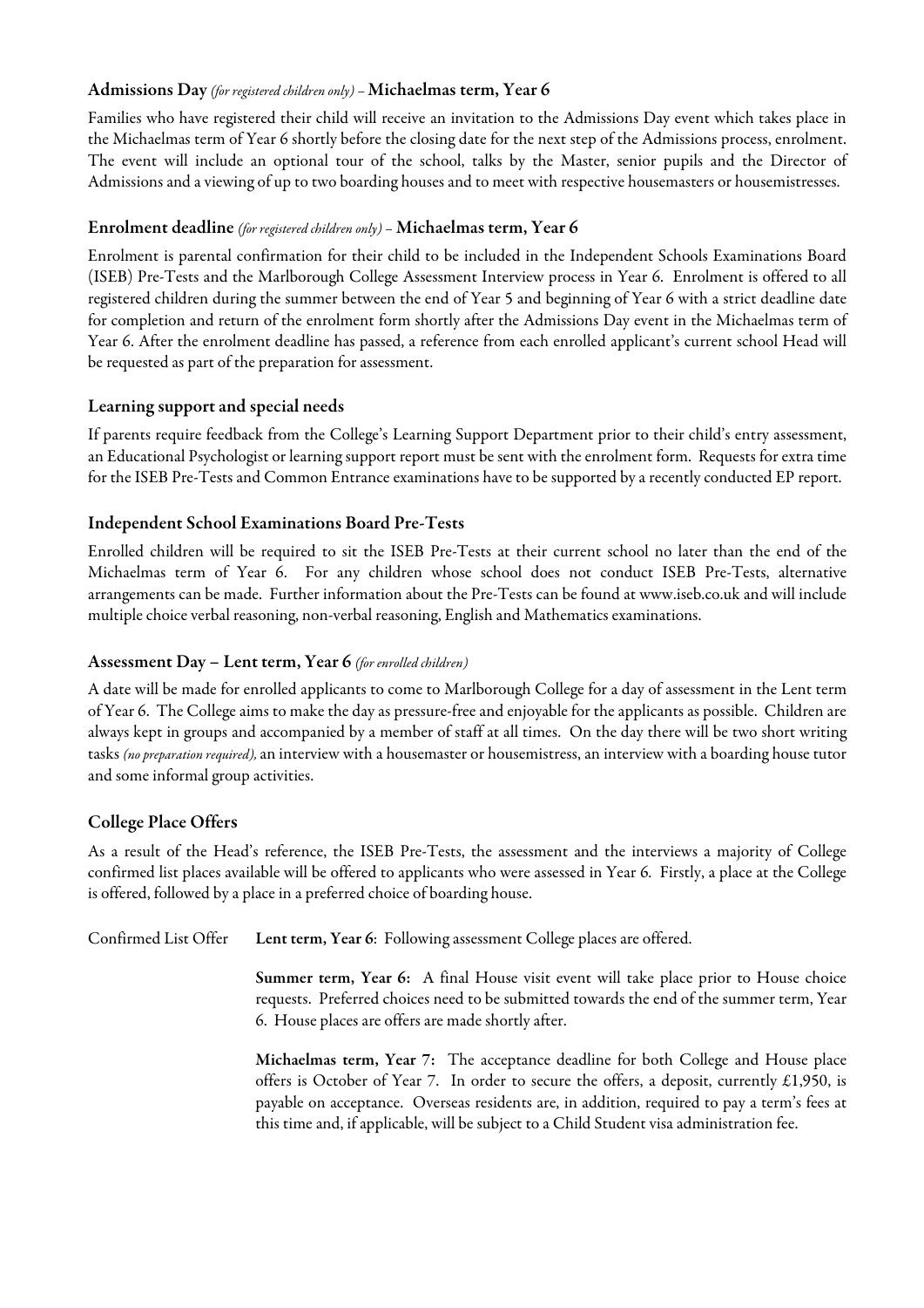### **Admissions Day** *(for registered children only)* – **Michaelmas term, Year 6**

Families who have registered their child will receive an invitation to the Admissions Day event which takes place in the Michaelmas term of Year 6 shortly before the closing date for the next step of the Admissions process, enrolment. The event will include an optional tour of the school, talks by the Master, senior pupils and the Director of Admissions and a viewing of up to two boarding houses and to meet with respective housemasters or housemistresses.

### **Enrolment deadline** *(for registered children only)* – **Michaelmas term, Year 6**

Enrolment is parental confirmation for their child to be included in the Independent Schools Examinations Board (ISEB) Pre-Tests and the Marlborough College Assessment Interview process in Year 6. Enrolment is offered to all registered children during the summer between the end of Year 5 and beginning of Year 6 with a strict deadline date for completion and return of the enrolment form shortly after the Admissions Day event in the Michaelmas term of Year 6. After the enrolment deadline has passed, a reference from each enrolled applicant's current school Head will be requested as part of the preparation for assessment.

### **Learning support and special needs**

If parents require feedback from the College's Learning Support Department prior to their child's entry assessment, an Educational Psychologist or learning support report must be sent with the enrolment form. Requests for extra time for the ISEB Pre-Tests and Common Entrance examinations have to be supported by a recently conducted EP report.

### **Independent School Examinations Board Pre-Tests**

Enrolled children will be required to sit the ISEB Pre-Tests at their current school no later than the end of the Michaelmas term of Year 6. For any children whose school does not conduct ISEB Pre-Tests, alternative arrangements can be made. Further information about the Pre-Tests can be found at www.iseb.co.uk and will include multiple choice verbal reasoning, non-verbal reasoning, English and Mathematics examinations.

### **Assessment Day – Lent term, Year 6** *(for enrolled children)*

A date will be made for enrolled applicants to come to Marlborough College for a day of assessment in the Lent term of Year 6. The College aims to make the day as pressure-free and enjoyable for the applicants as possible. Children are always kept in groups and accompanied by a member of staff at all times. On the day there will be two short writing tasks *(no preparation required)*, an interview with a housemaster or housemistress, an interview with a boarding house tutor and some informal group activities.

### **College Place Offers**

As a result of the Head's reference, the ISEB Pre-Tests, the assessment and the interviews a majority of College confirmed list places available will be offered to applicants who were assessed in Year 6. Firstly, a place at the College is offered, followed by a place in a preferred choice of boarding house.

Confirmed List Offer

**Lent term, Year 6**: Following assessment College places are offered.

**Summer term, Year 6:** A final House visit event will take place prior to House choice requests. Preferred choices need to be submitted towards the end of the summer term, Year 6. House places are offers are made shortly after.

**Michaelmas term, Year 7:** The acceptance deadline for both College and House place offers is October of Year 7. In order to secure the offers, a deposit, currently £1,950, is payable on acceptance. Overseas residents are, in addition, required to pay a term's fees at this time and, if applicable, will be subject to a Child Student visa administration fee.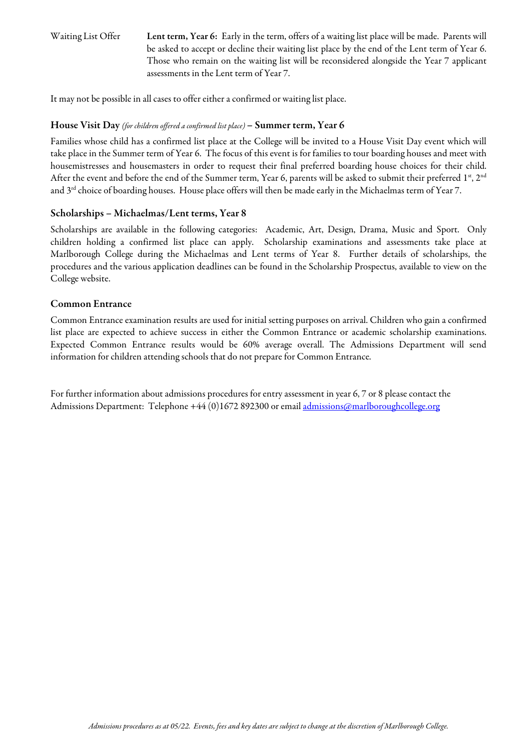| | |
|---|---|
| Waiting List Offer | **Lent term, Year 6:** Early in the term, offers of a waiting list place will be made. Parents will be asked to accept or decline their waiting list place by the end of the Lent term of Year 6. Those who remain on the waiting list will be reconsidered alongside the Year 7 applicant assessments in the Lent term of Year 7. |

It may not be possible in all cases to offer either a confirmed or waiting list place.

## House Visit Day *(for children offered a confirmed list place)* – Summer term, Year 6

Families whose child has a confirmed list place at the College will be invited to a House Visit Day event which will take place in the Summer term of Year 6. The focus of this event is for families to tour boarding houses and meet with housemistresses and housemasters in order to request their final preferred boarding house choices for their child. After the event and before the end of the Summer term, Year 6, parents will be asked to submit their preferred 1st, 2nd and 3rd choice of boarding houses. House place offers will then be made early in the Michaelmas term of Year 7.

## Scholarships – Michaelmas/Lent terms, Year 8

Scholarships are available in the following categories: Academic, Art, Design, Drama, Music and Sport. Only children holding a confirmed list place can apply. Scholarship examinations and assessments take place at Marlborough College during the Michaelmas and Lent terms of Year 8. Further details of scholarships, the procedures and the various application deadlines can be found in the Scholarship Prospectus, available to view on the College website.

## Common Entrance

Common Entrance examination results are used for initial setting purposes on arrival. Children who gain a confirmed list place are expected to achieve success in either the Common Entrance or academic scholarship examinations. Expected Common Entrance results would be 60% average overall. The Admissions Department will send information for children attending schools that do not prepare for Common Entrance.

For further information about admissions procedures for entry assessment in year 6, 7 or 8 please contact the Admissions Department: Telephone +44 (0)1672 892300 or email admissions@marlboroughcollege.org

*Admissions procedures as at 05/22. Events, fees and key dates are subject to change at the discretion of Marlborough College.*